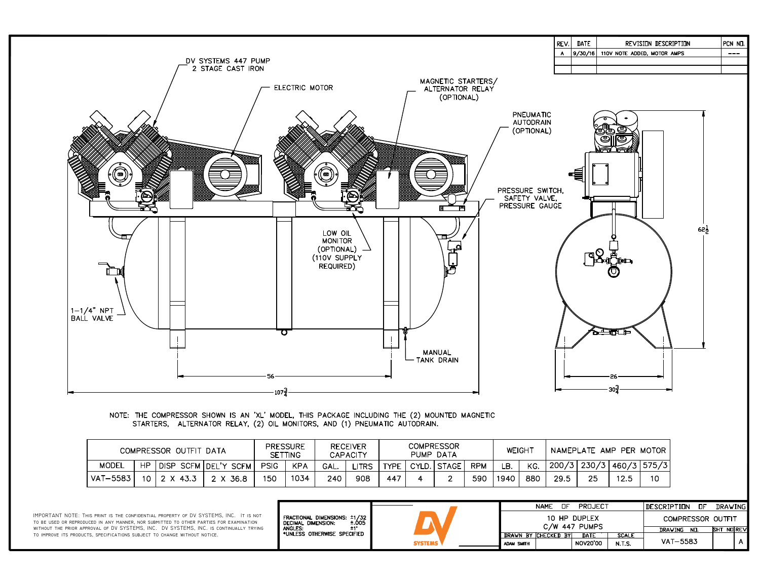| REV. | DATE | REVISION DESCRIPTION | PCN NO. |
|---|---|---|---|
| A | 9/30/16 | 110V NOTE ADDED, MOTOR AMPS | --- |

DV SYSTEMS 447 PUMP
2 STAGE CAST IRON

ELECTRIC MOTOR

MAGNETIC STARTERS/
ALTERNATOR RELAY
(OPTIONAL)

PNEUMATIC
AUTODRAIN
(OPTIONAL)

PRESSURE SWITCH,
SAFETY VALVE,
PRESSURE GAUGE

LOW OIL
MONITOR
(OPTIONAL)
(110V SUPPLY
REQUIRED)

1-1/4" NPT
BALL VALVE

MANUAL
TANK DRAIN

56

107¾

62½

26

30¾

NOTE: THE COMPRESSOR SHOWN IS AN 'XL' MODEL, THIS PACKAGE INCLUDING THE (2) MOUNTED MAGNETIC STARTERS, ALTERNATOR RELAY, (2) OIL MONITORS, AND (1) PNEUMATIC AUTODRAIN.

| COMPRESSOR OUTFIT DATA | | | | PRESSURE SETTING | | RECEIVER CAPACITY | | COMPRESSOR PUMP DATA | | | | WEIGHT | | NAMEPLATE AMP PER MOTOR | | | |
|---|---|---|---|---|---|---|---|---|---|---|---|---|---|---|---|---|---|
| MODEL | HP | DISP SCFM | DEL'Y SCFM | PSIG | KPA | GAL. | LITRS | TYPE | CYLD. | STAGE | RPM | LB. | KG. | 200/3 | 230/3 | 460/3 | 575/3 |
| VAT-5583 | 10 | 2 X 43.3 | 2 X 36.8 | 150 | 1034 | 240 | 908 | 447 | 4 | 2 | 590 | 1940 | 880 | 29.5 | 25 | 12.5 | 10 |

IMPORTANT NOTE: THIS PRINT IS THE CONFIDENTIAL PROPERTY OF DV SYSTEMS, INC. IT IS NOT TO BE USED OR REPRODUCED IN ANY MANNER, NOR SUBMITTED TO OTHER PARTIES FOR EXAMINATION WITHOUT THE PRIOR APPROVAL OF DV SYSTEMS, INC. DV SYSTEMS, INC. IS CONTINUALLY TRYING TO IMPROVE ITS PRODUCTS, SPECIFICATIONS SUBJECT TO CHANGE WITHOUT NOTICE.

FRACTIONAL DIMENSIONS: ±1/32
DECIMAL DIMENSION: ±.005
ANGLES: ±1°
*UNLESS OTHERWISE SPECIFIED

DV SYSTEMS

| NAME OF PROJECT | | | | DESCRIPTION OF DRAWING | | |
|---|---|---|---|---|---|---|
| 10 HP DUPLEX C/W 447 PUMPS | | | | COMPRESSOR OUTFIT | | |
| DRAWN BY | CHECKED BY | DATE | SCALE | DRAWING NO. | SHT NO | REV |
| ADAM SMITH | | NOV20'00 | N.T.S. | VAT-5583 | | A |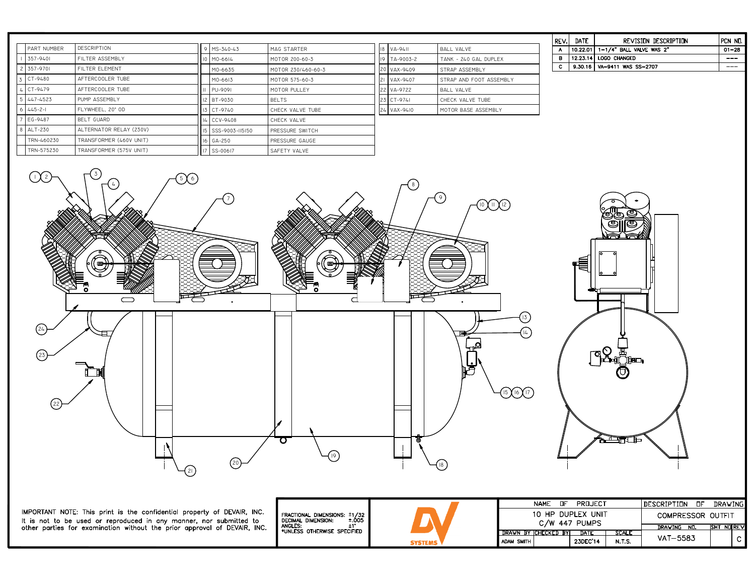| | PART NUMBER | DESCRIPTION |
|---|---|---|
| 1 | 357-9401 | FILTER ASSEMBLY |
| 2 | 357-9701 | FILTER ELEMENT |
| 3 | CT-9480 | AFTERCOOLER TUBE |
| 4 | CT-9479 | AFTERCOOLER TUBE |
| 5 | 447-4523 | PUMP ASSEMBLY |
| 6 | 445-2-1 | FLYWHEEL, 20" OD |
| 7 | EG-9487 | BELT GUARD |
| 8 | ALT-230 | ALTERNATOR RELAY (230V) |
| | TRN-460230 | TRANSFORMER (460V UNIT) |
| | TRN-575230 | TRANSFORMER (575V UNIT) |
| 9 | MS-340-43 | MAG STARTER |
| 10 | MO-6614 | MOTOR 200-60-3 |
| | MO-6635 | MOTOR 230/460-60-3 |
| | MO-6613 | MOTOR 575-60-3 |
| 11 | PU-9091 | MOTOR PULLEY |
| 12 | BT-9030 | BELTS |
| 13 | CT-9740 | CHECK VALVE TUBE |
| 14 | CCV-9408 | CHECK VALVE |
| 15 | SSS-9003-115150 | PRESSURE SWITCH |
| 16 | GA-250 | PRESSURE GAUGE |
| 17 | SS-00617 | SAFETY VALVE |
| 18 | VA-9411 | BALL VALVE |
| 19 | TA-9003-2 | TANK - 240 GAL DUPLEX |
| 20 | VAX-9409 | STRAP ASSEMBLY |
| 21 | VAX-9407 | STRAP AND FOOT ASSEMBLY |
| 22 | VA-9722 | BALL VALVE |
| 23 | CT-9741 | CHECK VALVE TUBE |
| 24 | VAX-9410 | MOTOR BASE ASSEMBLY |

| REV. | DATE | REVISION DESCRIPTION | PCN NO. |
|---|---|---|---|
| A | 10.22.01 | 1-1/4" BALL VALVE WAS 2" | 01-28 |
| B | 12.23.14 | LOGO CHANGED | --- |
| C | 9.30.16 | VA-9411 WAS SS-2707 | --- |

1 2 3 4 5 6 7 8 9 10 11 12 13 14 15 16 17 18 19 20 21 22 23 24

IMPORTANT NOTE: This print is the confidential property of DEVAIR, INC. It is not to be used or reproduced in any manner, nor submitted to other parties for examination without the prior approval of DEVAIR, INC.

FRACTIONAL DIMENSIONS: ±1/32
DECIMAL DIMENSION: ±.005
ANGLES: ±1°
*UNLESS OTHERWISE SPECIFIED

DV SYSTEMS

| NAME OF PROJECT | | | | DESCRIPTION OF DRAWING | | |
|---|---|---|---|---|---|---|
| 10 HP DUPLEX UNIT C/W 447 PUMPS | | | | COMPRESSOR OUTFIT | | |
| DRAWN BY | CHECKED BY | DATE | SCALE | DRAWING NO. | SHT NO | REV |
| ADAM SMITH | | 23DEC'14 | N.T.S. | VAT-5583 | | C |